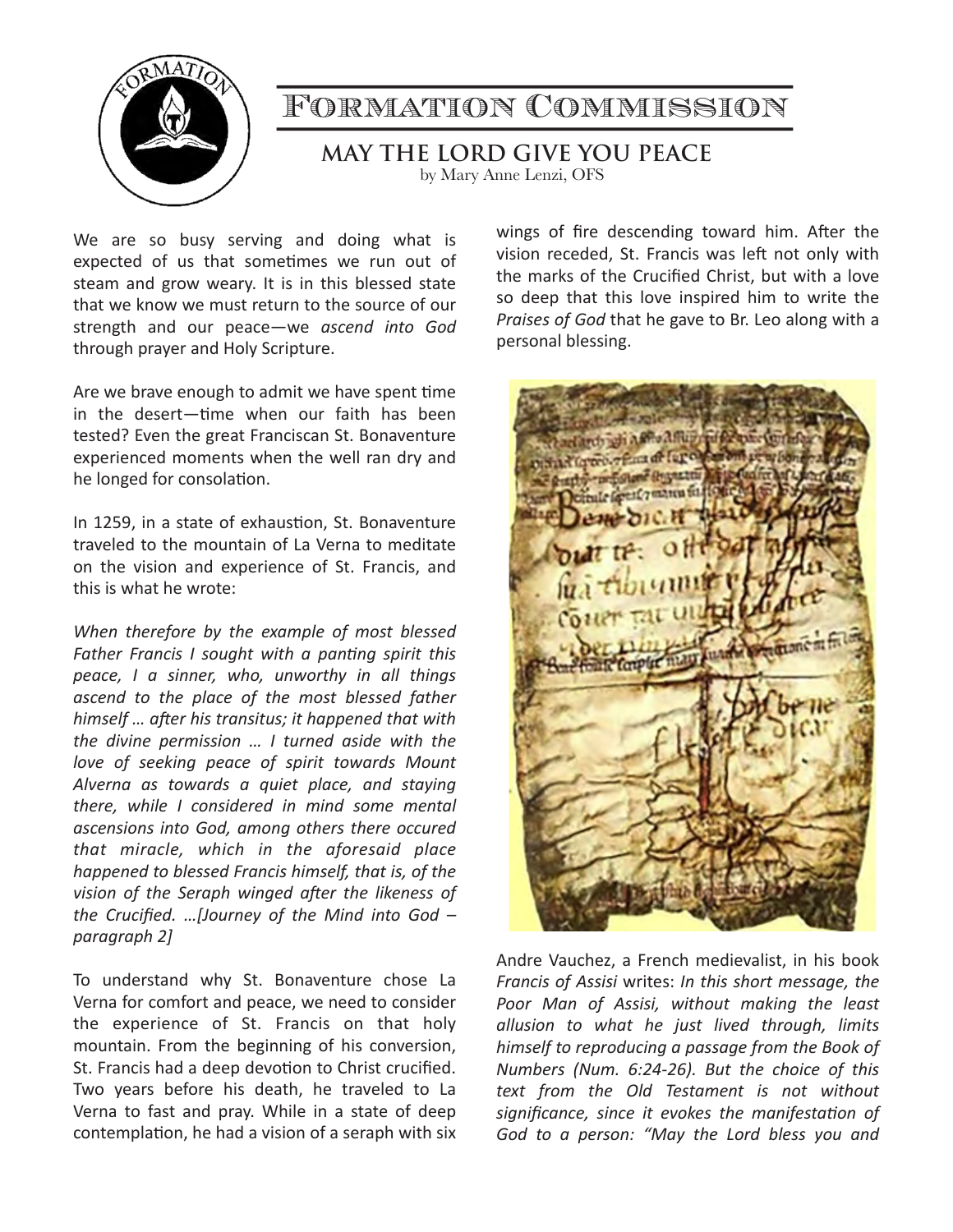# Formation Commission

## MAY THE LORD GIVE YOU PEACE

by Mary Anne Lenzi, OFS

We are so busy serving and doing what is expected of us that sometimes we run out of steam and grow weary. It is in this blessed state that we know we must return to the source of our strength and our peace—we *ascend into God* through prayer and Holy Scripture.

Are we brave enough to admit we have spent time in the desert—time when our faith has been tested? Even the great Franciscan St. Bonaventure experienced moments when the well ran dry and he longed for consolation.

In 1259, in a state of exhaustion, St. Bonaventure traveled to the mountain of La Verna to meditate on the vision and experience of St. Francis, and this is what he wrote:

*When therefore by the example of most blessed Father Francis I sought with a panting spirit this peace, I a sinner, who, unworthy in all things ascend to the place of the most blessed father himself … after his transitus; it happened that with the divine permission … I turned aside with the love of seeking peace of spirit towards Mount Alverna as towards a quiet place, and staying there, while I considered in mind some mental ascensions into God, among others there occured that miracle, which in the aforesaid place happened to blessed Francis himself, that is, of the vision of the Seraph winged after the likeness of the Crucified. …[Journey of the Mind into God – paragraph 2]*

To understand why St. Bonaventure chose La Verna for comfort and peace, we need to consider the experience of St. Francis on that holy mountain. From the beginning of his conversion, St. Francis had a deep devotion to Christ crucified. Two years before his death, he traveled to La Verna to fast and pray. While in a state of deep contemplation, he had a vision of a seraph with six wings of fire descending toward him. After the vision receded, St. Francis was left not only with the marks of the Crucified Christ, but with a love so deep that this love inspired him to write the *Praises of God* that he gave to Br. Leo along with a personal blessing.

Andre Vauchez, a French medievalist, in his book *Francis of Assisi* writes: *In this short message, the Poor Man of Assisi, without making the least allusion to what he just lived through, limits himself to reproducing a passage from the Book of Numbers (Num. 6:24-26). But the choice of this text from the Old Testament is not without significance, since it evokes the manifestation of God to a person: "May the Lord bless you and*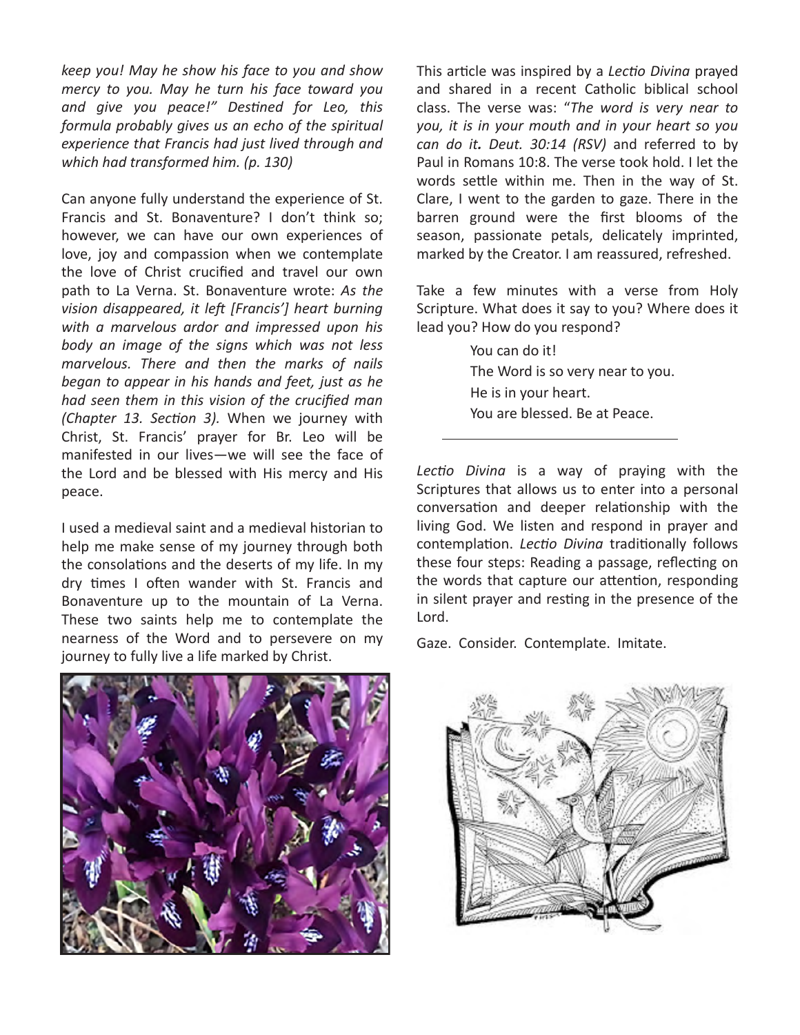*keep you! May he show his face to you and show mercy to you. May he turn his face toward you and give you peace!" Destined for Leo, this formula probably gives us an echo of the spiritual experience that Francis had just lived through and which had transformed him. (p. 130)*

Can anyone fully understand the experience of St. Francis and St. Bonaventure? I don't think so; however, we can have our own experiences of love, joy and compassion when we contemplate the love of Christ crucified and travel our own path to La Verna. St. Bonaventure wrote: *As the vision disappeared, it left [Francis'] heart burning with a marvelous ardor and impressed upon his body an image of the signs which was not less marvelous. There and then the marks of nails began to appear in his hands and feet, just as he had seen them in this vision of the crucified man (Chapter 13. Section 3).* When we journey with Christ, St. Francis' prayer for Br. Leo will be manifested in our lives—we will see the face of the Lord and be blessed with His mercy and His peace.

I used a medieval saint and a medieval historian to help me make sense of my journey through both the consolations and the deserts of my life. In my dry times I often wander with St. Francis and Bonaventure up to the mountain of La Verna. These two saints help me to contemplate the nearness of the Word and to persevere on my journey to fully live a life marked by Christ.

This article was inspired by a *Lectio Divina* prayed and shared in a recent Catholic biblical school class. The verse was: "*The word is very near to you, it is in your mouth and in your heart so you can do it**.** Deut. 30:14 (RSV)* and referred to by Paul in Romans 10:8. The verse took hold. I let the words settle within me. Then in the way of St. Clare, I went to the garden to gaze. There in the barren ground were the first blooms of the season, passionate petals, delicately imprinted, marked by the Creator. I am reassured, refreshed.

Take a few minutes with a verse from Holy Scripture. What does it say to you? Where does it lead you? How do you respond?

> You can do it!
> The Word is so very near to you.
> He is in your heart.
> You are blessed. Be at Peace.

---

*Lectio Divina* is a way of praying with the Scriptures that allows us to enter into a personal conversation and deeper relationship with the living God. We listen and respond in prayer and contemplation. *Lectio Divina* traditionally follows these four steps: Reading a passage, reflecting on the words that capture our attention, responding in silent prayer and resting in the presence of the Lord.

Gaze. Consider. Contemplate. Imitate.